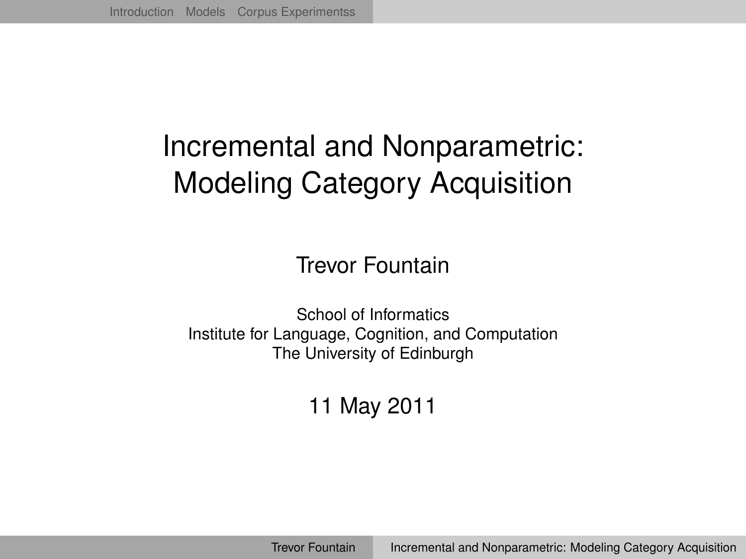# Incremental and Nonparametric: Modeling Category Acquisition

Trevor Fountain

School of Informatics
Institute for Language, Cognition, and Computation
The University of Edinburgh

11 May 2011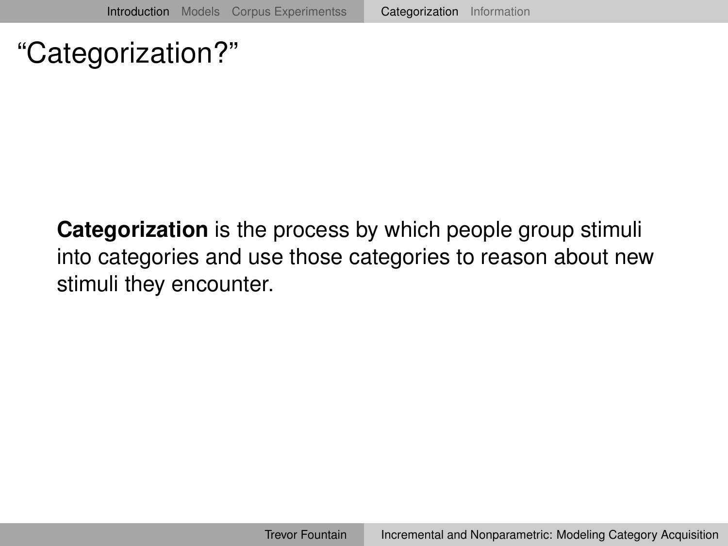# "Categorization?"

**Categorization** is the process by which people group stimuli into categories and use those categories to reason about new stimuli they encounter.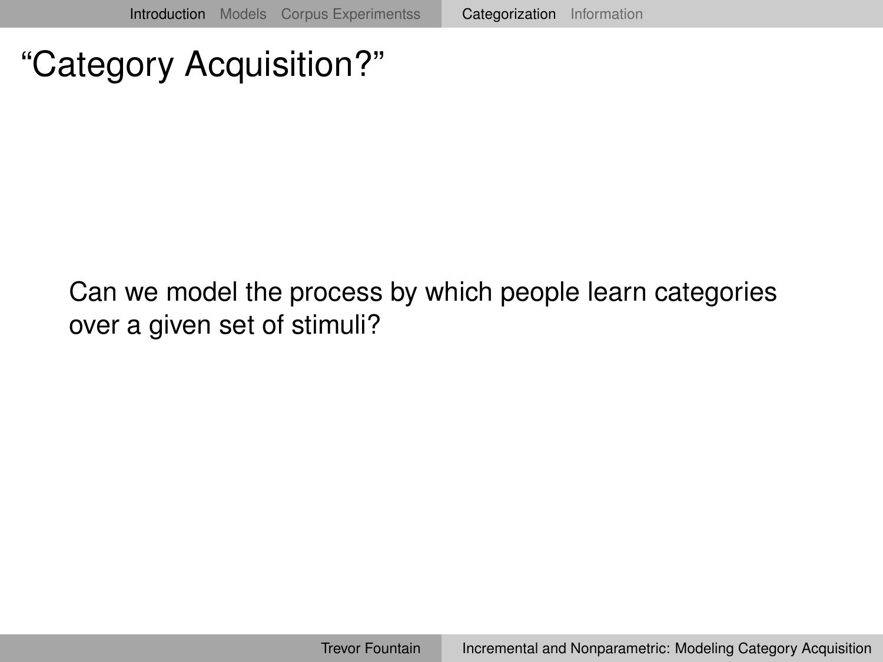# “Category Acquisition?”

Can we model the process by which people learn categories over a given set of stimuli?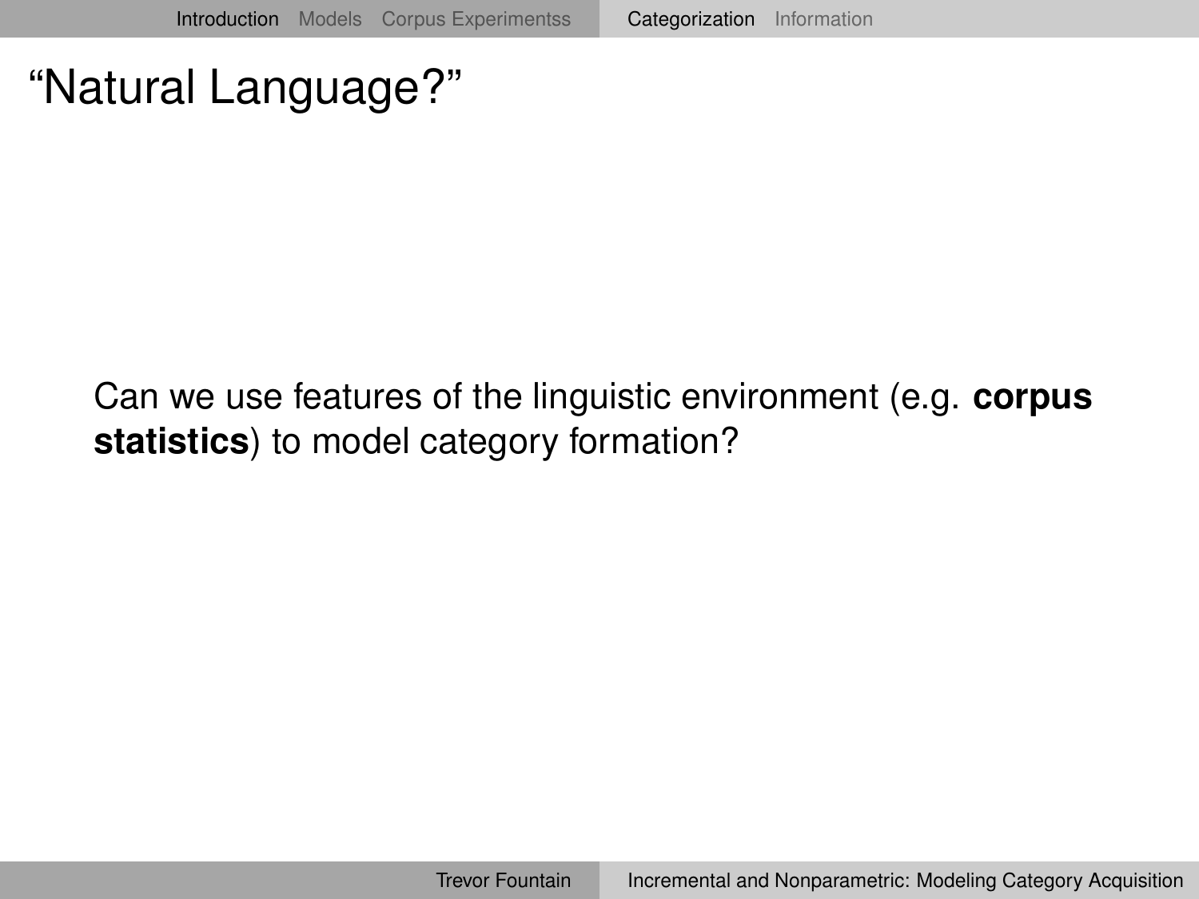# "Natural Language?"

Can we use features of the linguistic environment (e.g. **corpus statistics**) to model category formation?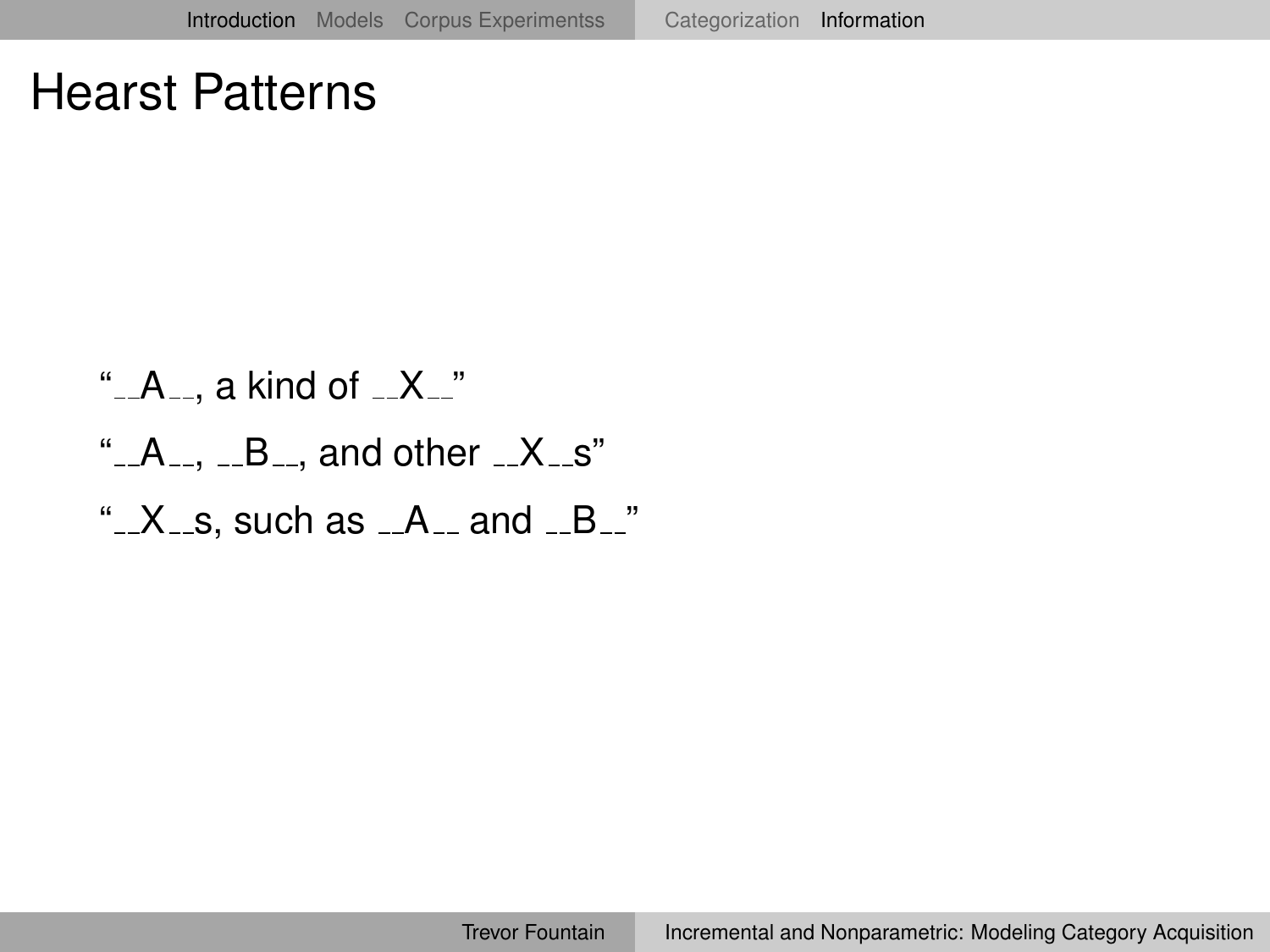# Hearst Patterns

"__A__, a kind of __X__"

"__A__, __B__, and other __X__s"

"__X__s, such as __A__ and __B__"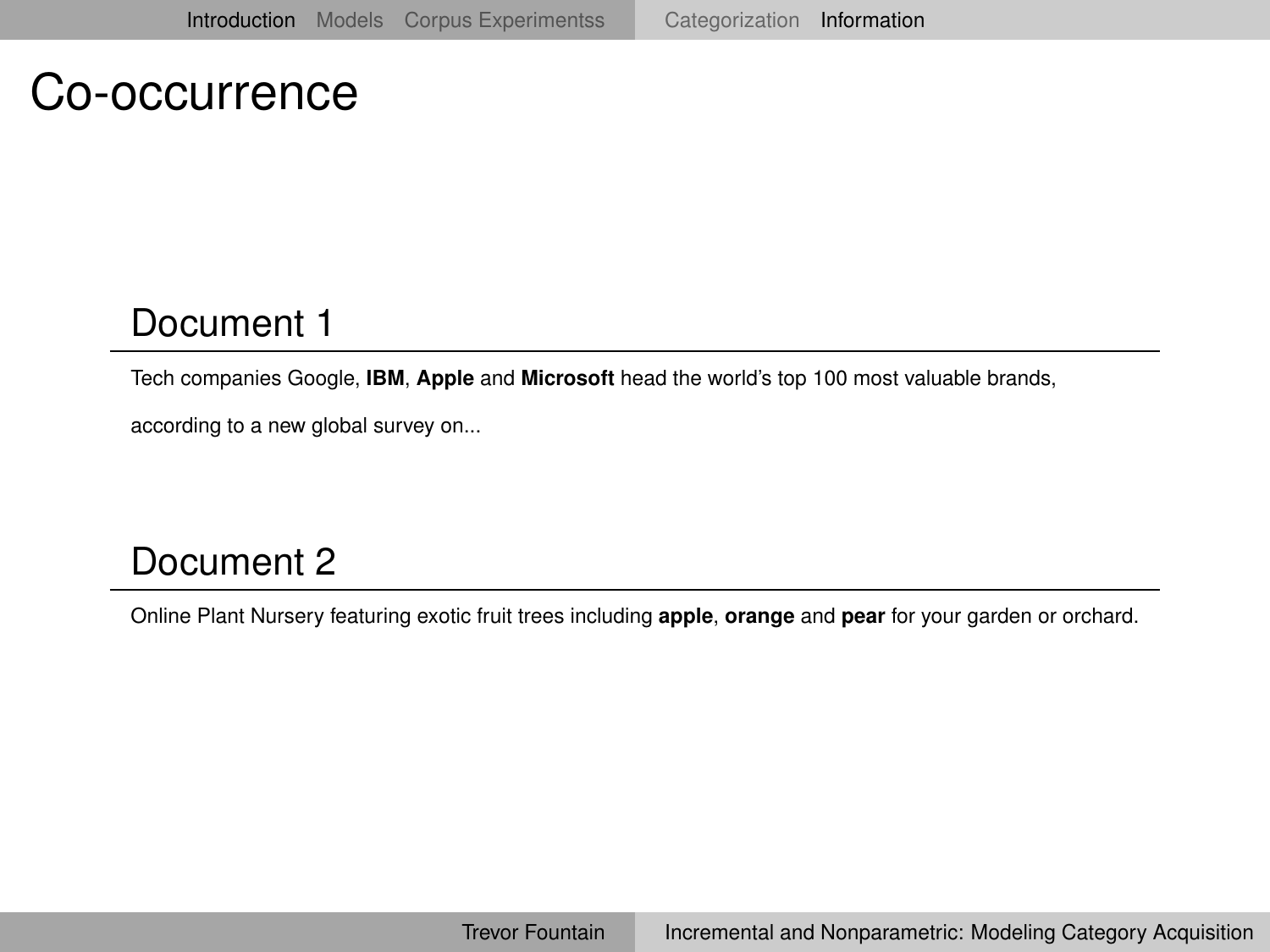# Co-occurrence

## Document 1

Tech companies Google, **IBM**, **Apple** and **Microsoft** head the world's top 100 most valuable brands, according to a new global survey on...

## Document 2

Online Plant Nursery featuring exotic fruit trees including **apple**, **orange** and **pear** for your garden or orchard.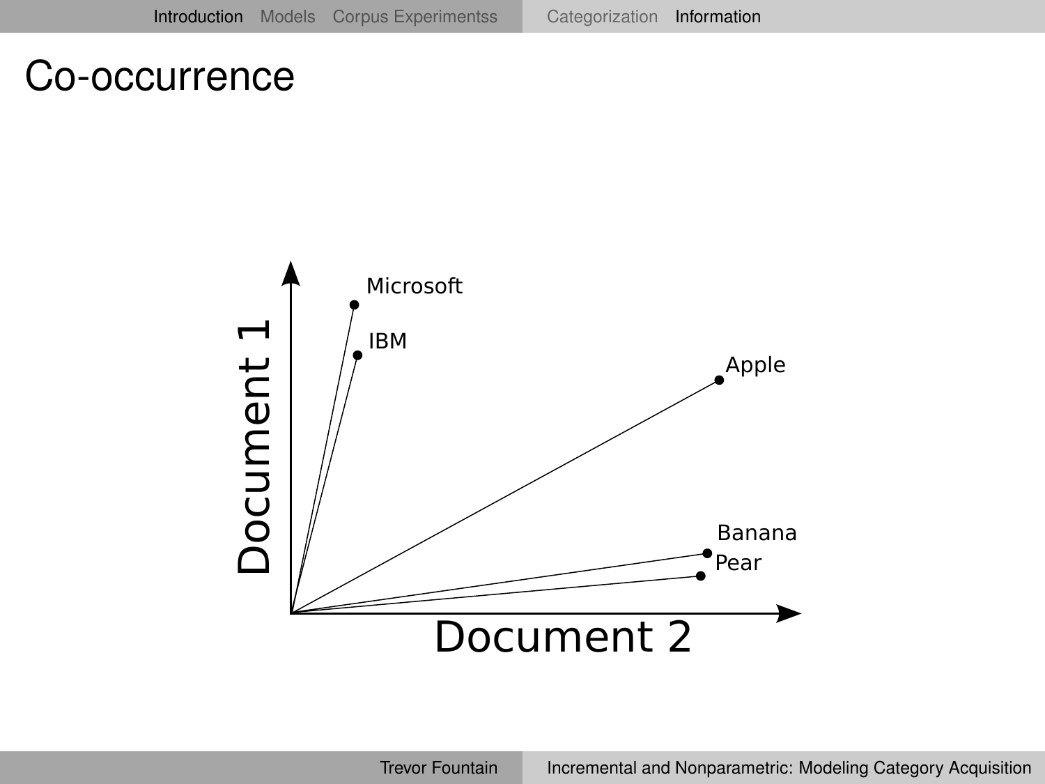# Co-occurrence

Microsoft

IBM

Apple

Banana

Pear

Document 1

Document 2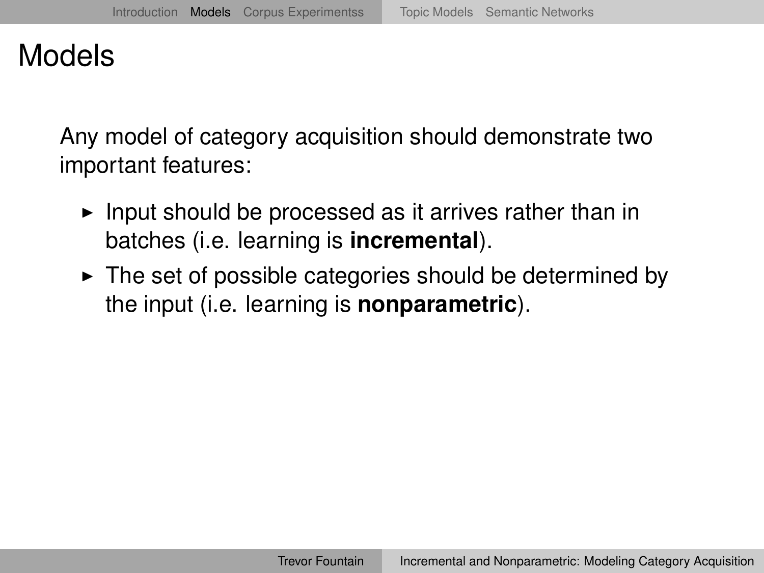# Models

Any model of category acquisition should demonstrate two important features:

- Input should be processed as it arrives rather than in batches (i.e. learning is **incremental**).
- The set of possible categories should be determined by the input (i.e. learning is **nonparametric**).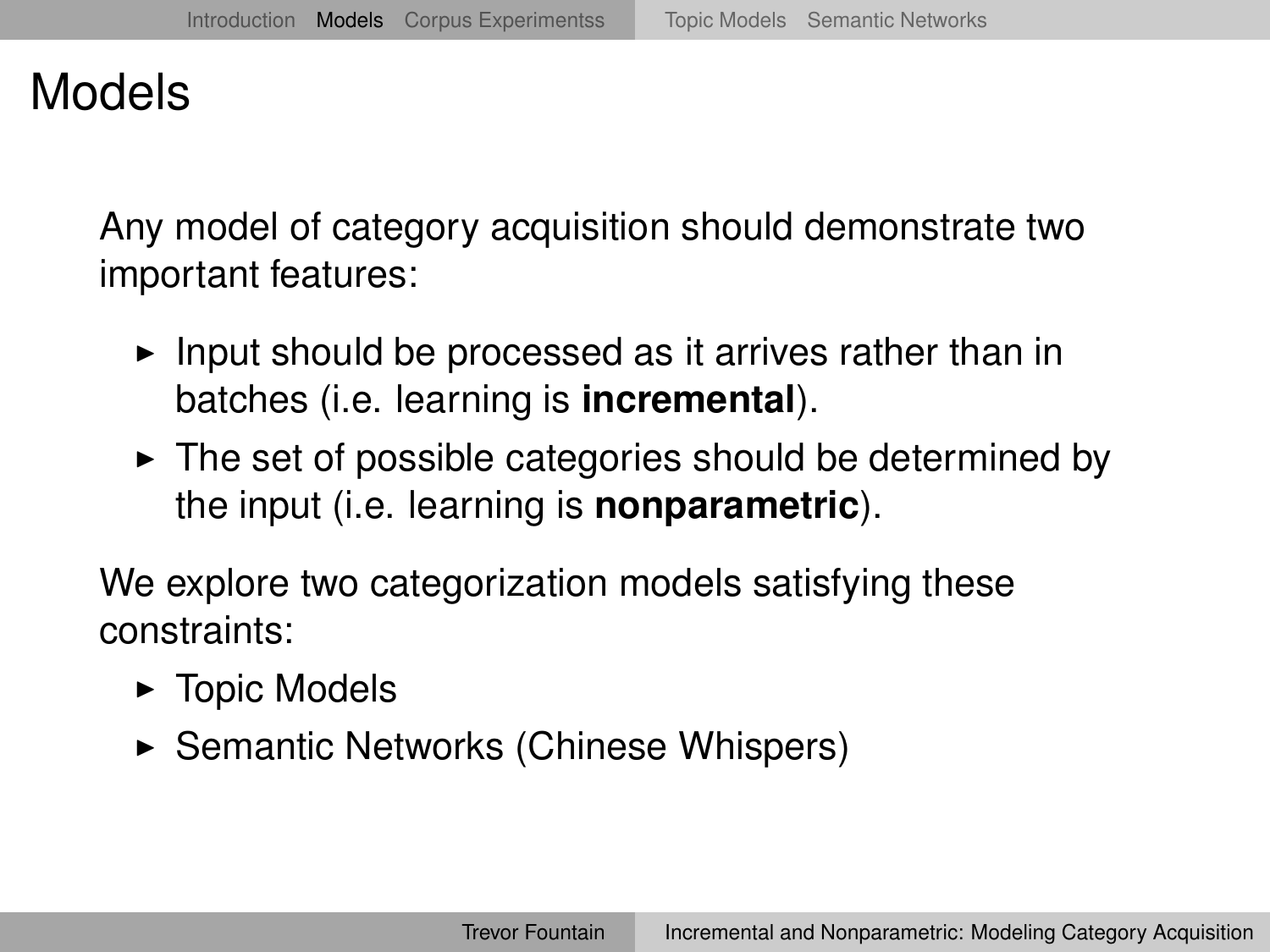# Models

Any model of category acquisition should demonstrate two important features:

- Input should be processed as it arrives rather than in batches (i.e. learning is **incremental**).
- The set of possible categories should be determined by the input (i.e. learning is **nonparametric**).

We explore two categorization models satisfying these constraints:

- Topic Models
- Semantic Networks (Chinese Whispers)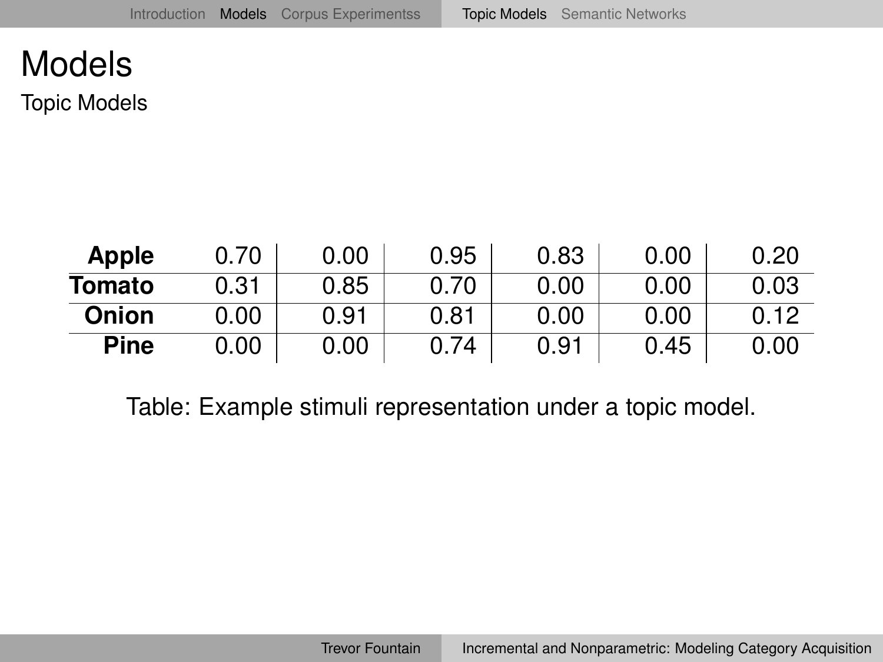# Models

## Topic Models

| | | | | | | |
|---|---|---|---|---|---|---|
| **Apple** | 0.70 | 0.00 | 0.95 | 0.83 | 0.00 | 0.20 |
| **Tomato** | 0.31 | 0.85 | 0.70 | 0.00 | 0.00 | 0.03 |
| **Onion** | 0.00 | 0.91 | 0.81 | 0.00 | 0.00 | 0.12 |
| **Pine** | 0.00 | 0.00 | 0.74 | 0.91 | 0.45 | 0.00 |

Table: Example stimuli representation under a topic model.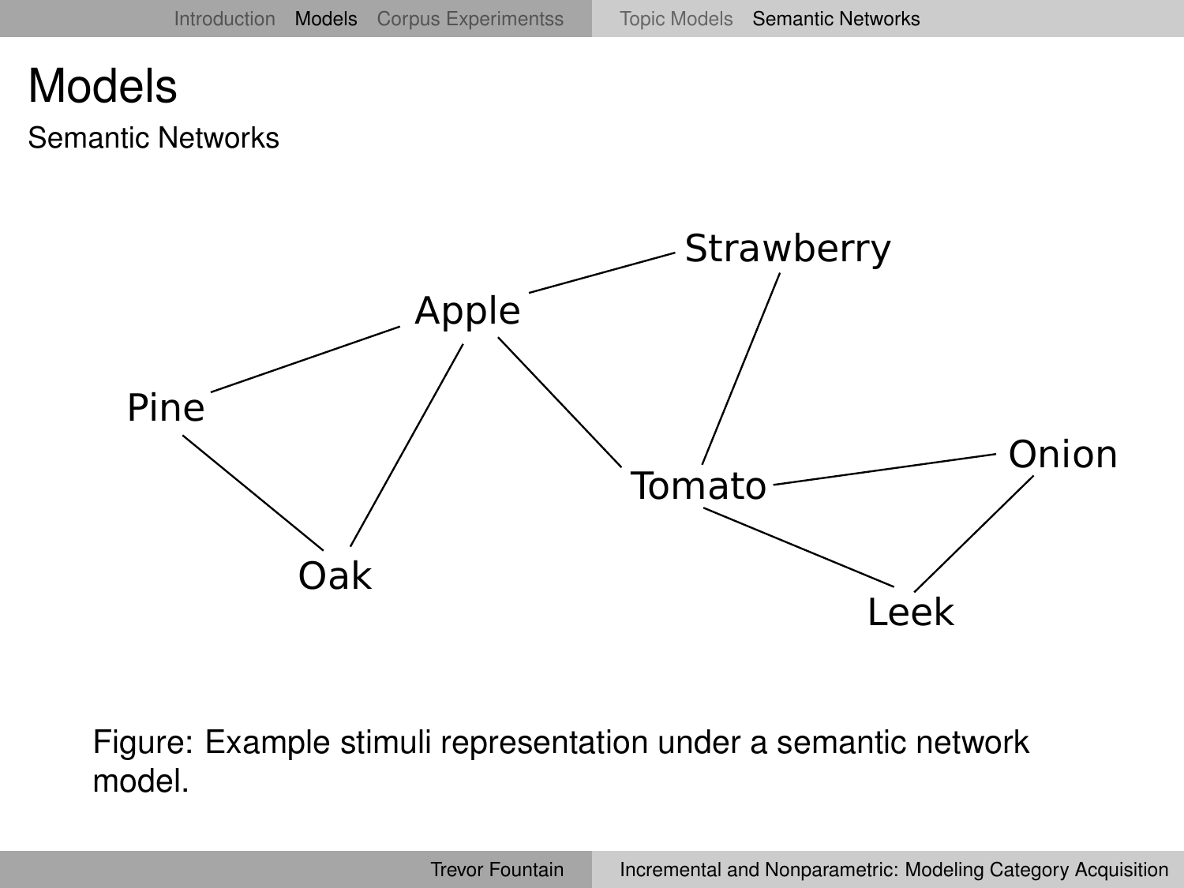# Models

## Semantic Networks

Strawberry

Apple

Pine

Tomato

Onion

Oak

Leek

Figure: Example stimuli representation under a semantic network model.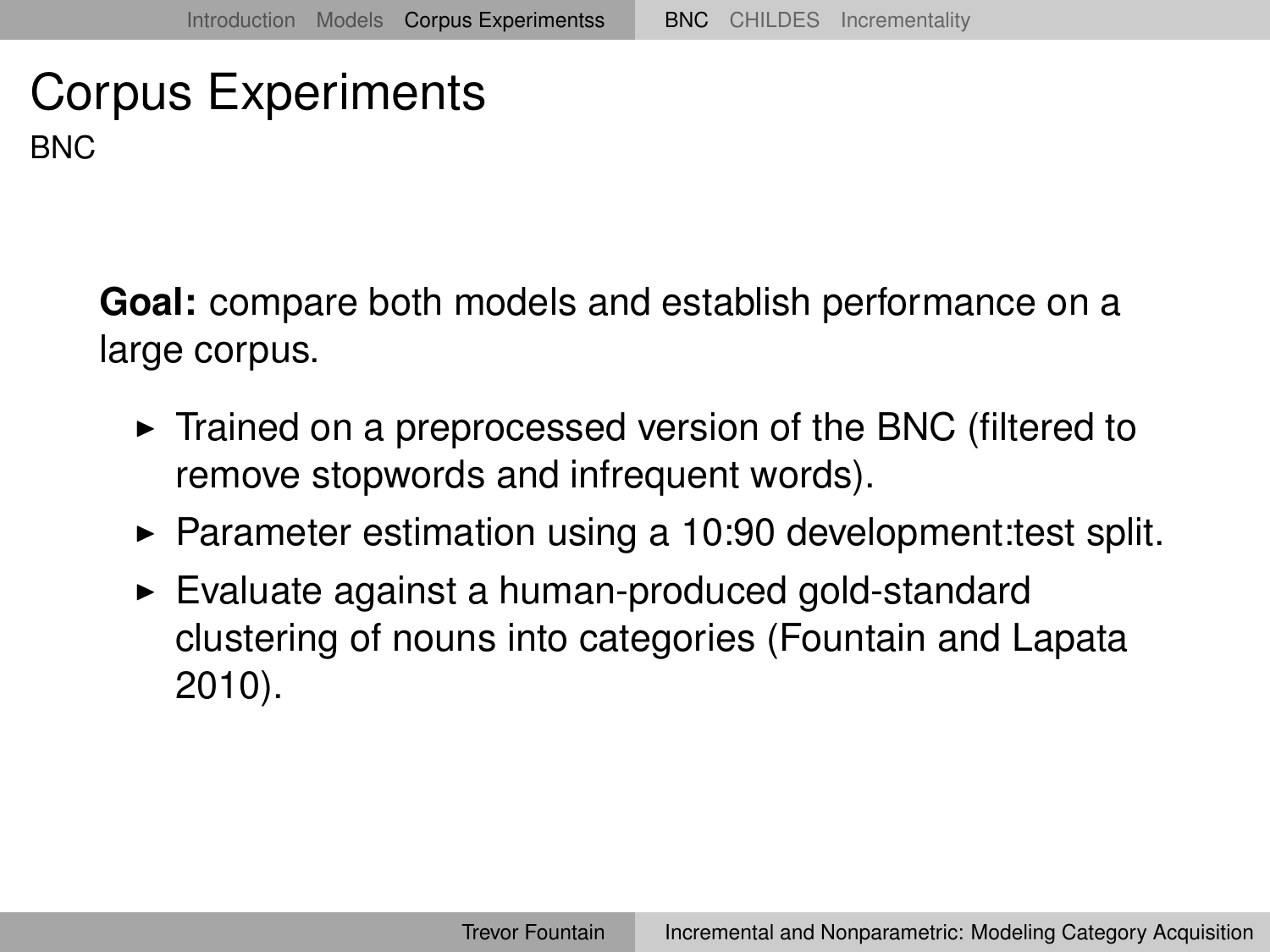# Corpus Experiments

## BNC

**Goal:** compare both models and establish performance on a large corpus.

- Trained on a preprocessed version of the BNC (filtered to remove stopwords and infrequent words).
- Parameter estimation using a 10:90 development:test split.
- Evaluate against a human-produced gold-standard clustering of nouns into categories (Fountain and Lapata 2010).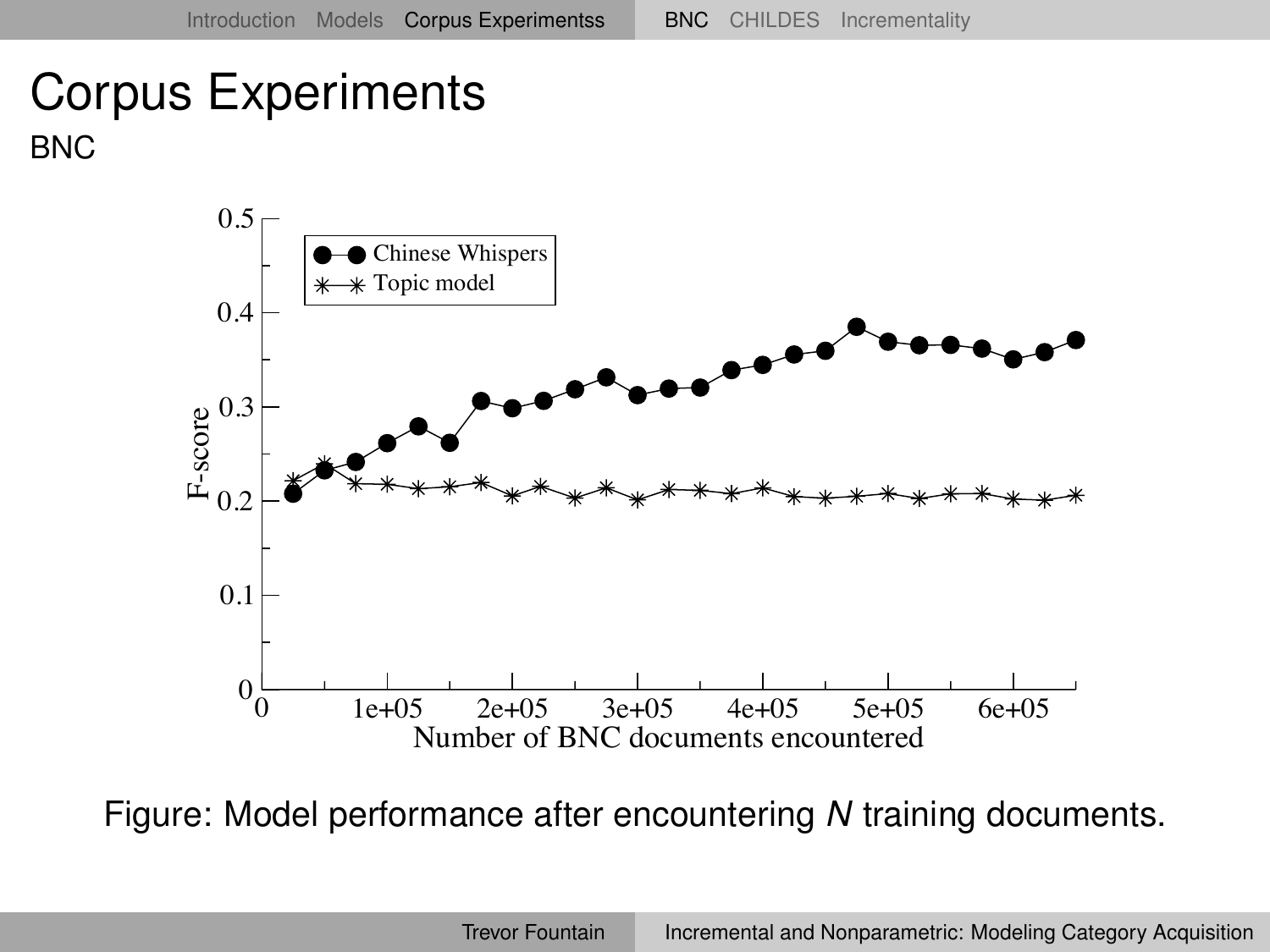# Corpus Experiments

## BNC

Figure: Model performance after encountering *N* training documents.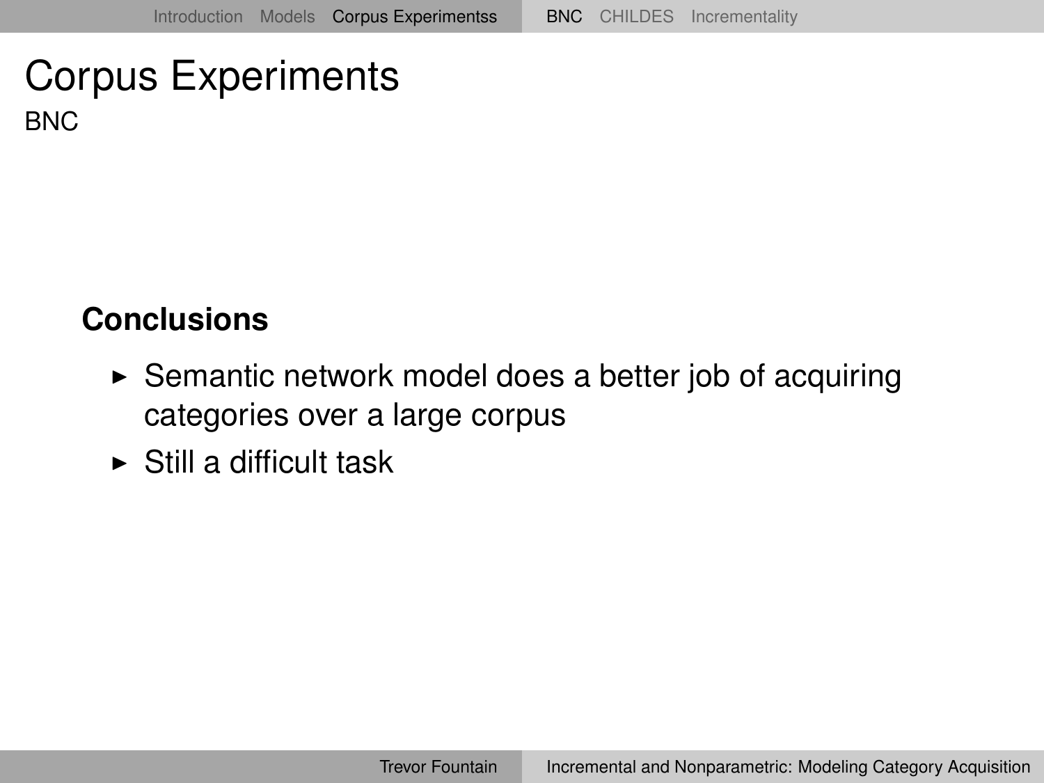# Corpus Experiments

## BNC

**Conclusions**

- Semantic network model does a better job of acquiring categories over a large corpus
- Still a difficult task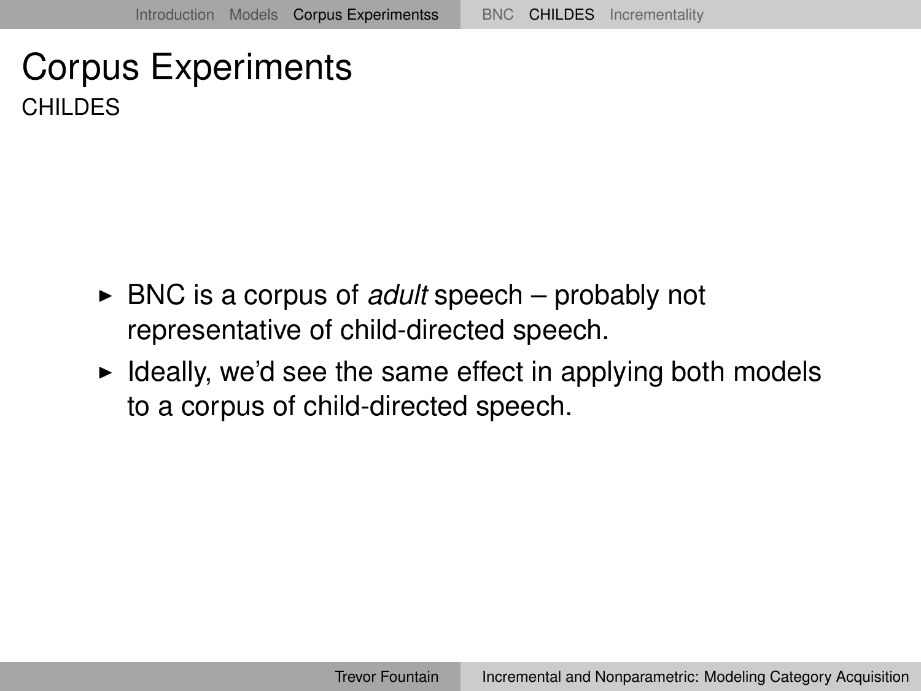# Corpus Experiments

## CHILDES

- BNC is a corpus of *adult* speech – probably not representative of child-directed speech.
- Ideally, we'd see the same effect in applying both models to a corpus of child-directed speech.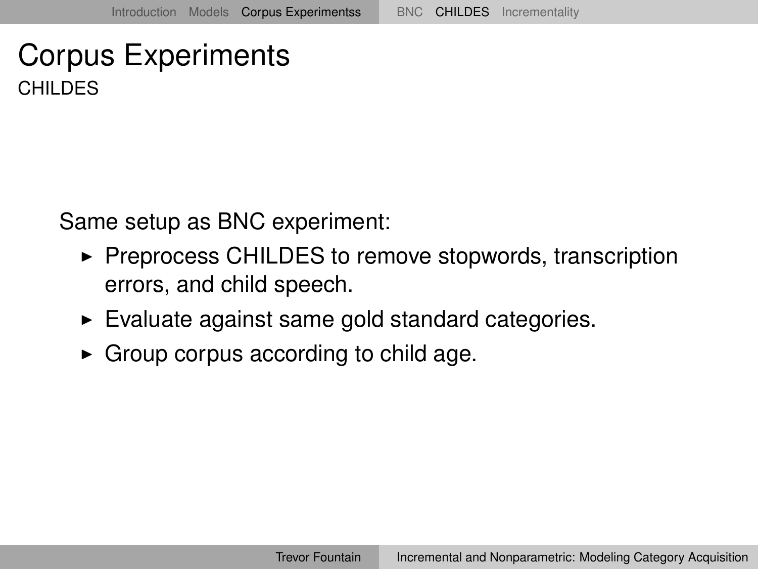# Corpus Experiments

## CHILDES

Same setup as BNC experiment:

- Preprocess CHILDES to remove stopwords, transcription errors, and child speech.
- Evaluate against same gold standard categories.
- Group corpus according to child age.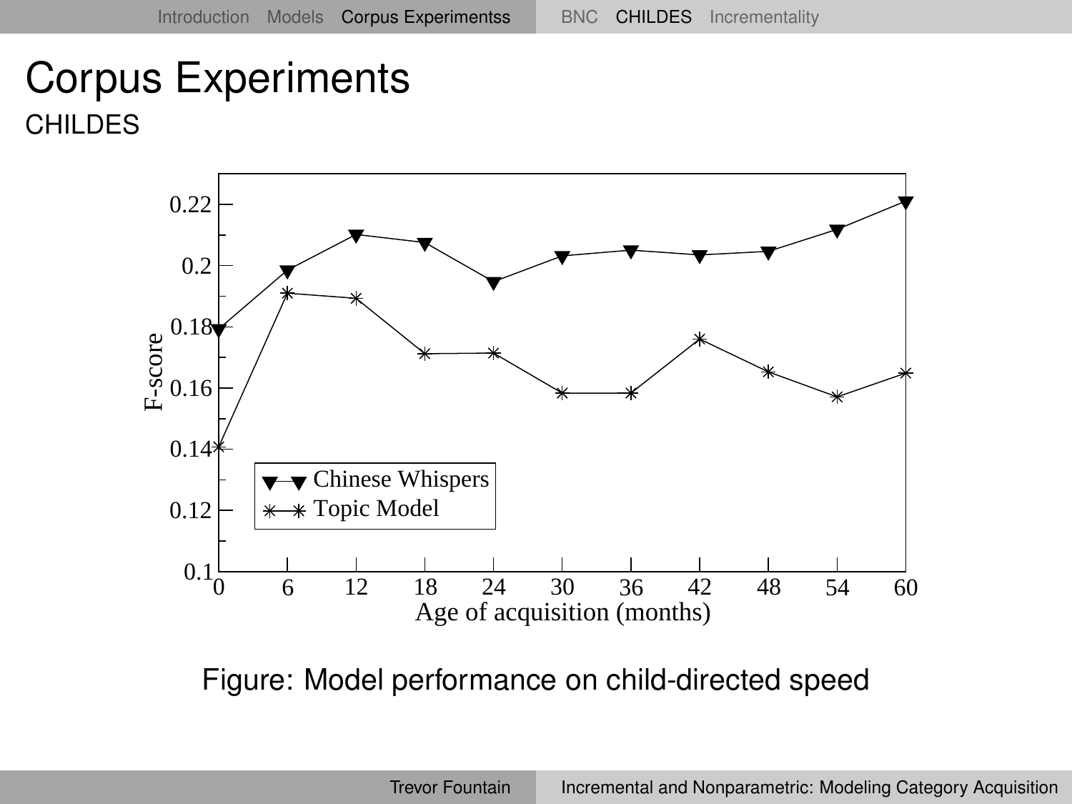# Corpus Experiments

## CHILDES

Figure: Model performance on child-directed speed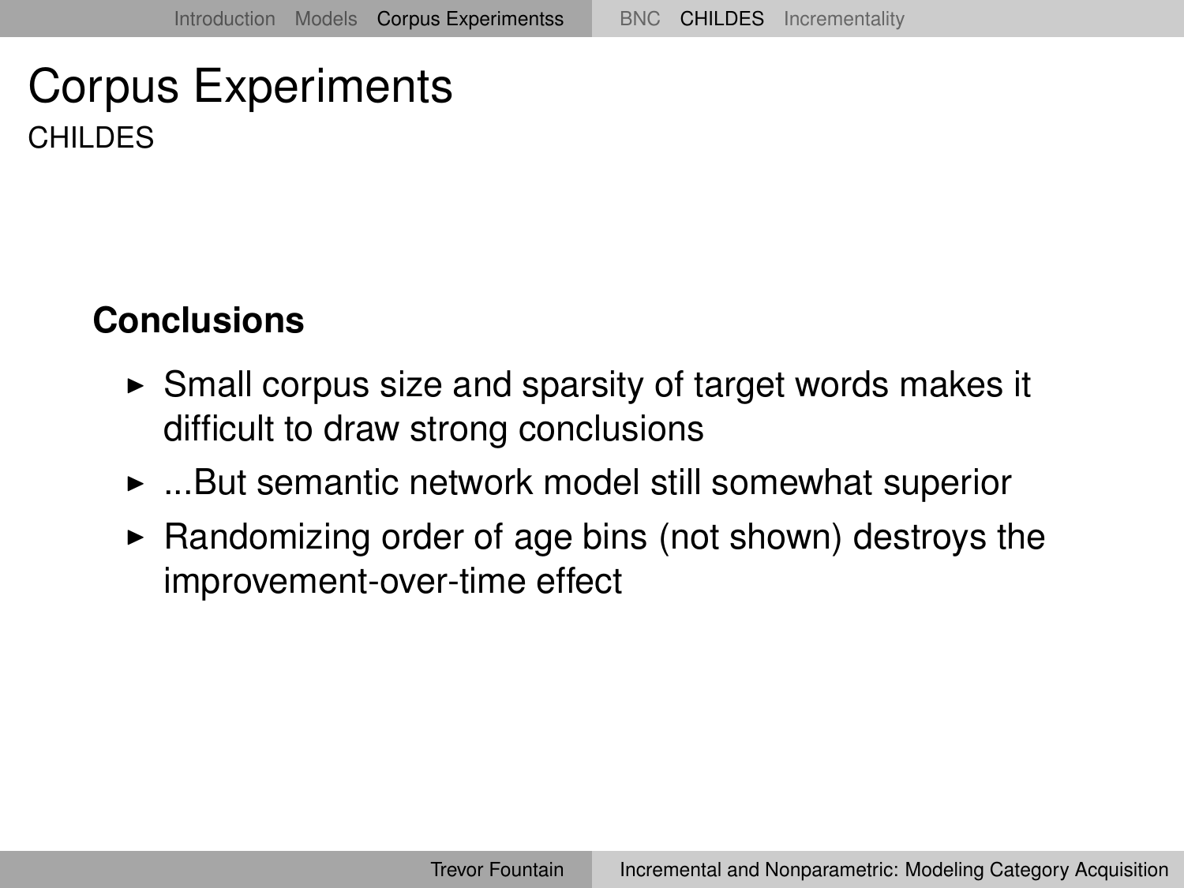# Corpus Experiments

## CHILDES

**Conclusions**

- Small corpus size and sparsity of target words makes it difficult to draw strong conclusions
- ...But semantic network model still somewhat superior
- Randomizing order of age bins (not shown) destroys the improvement-over-time effect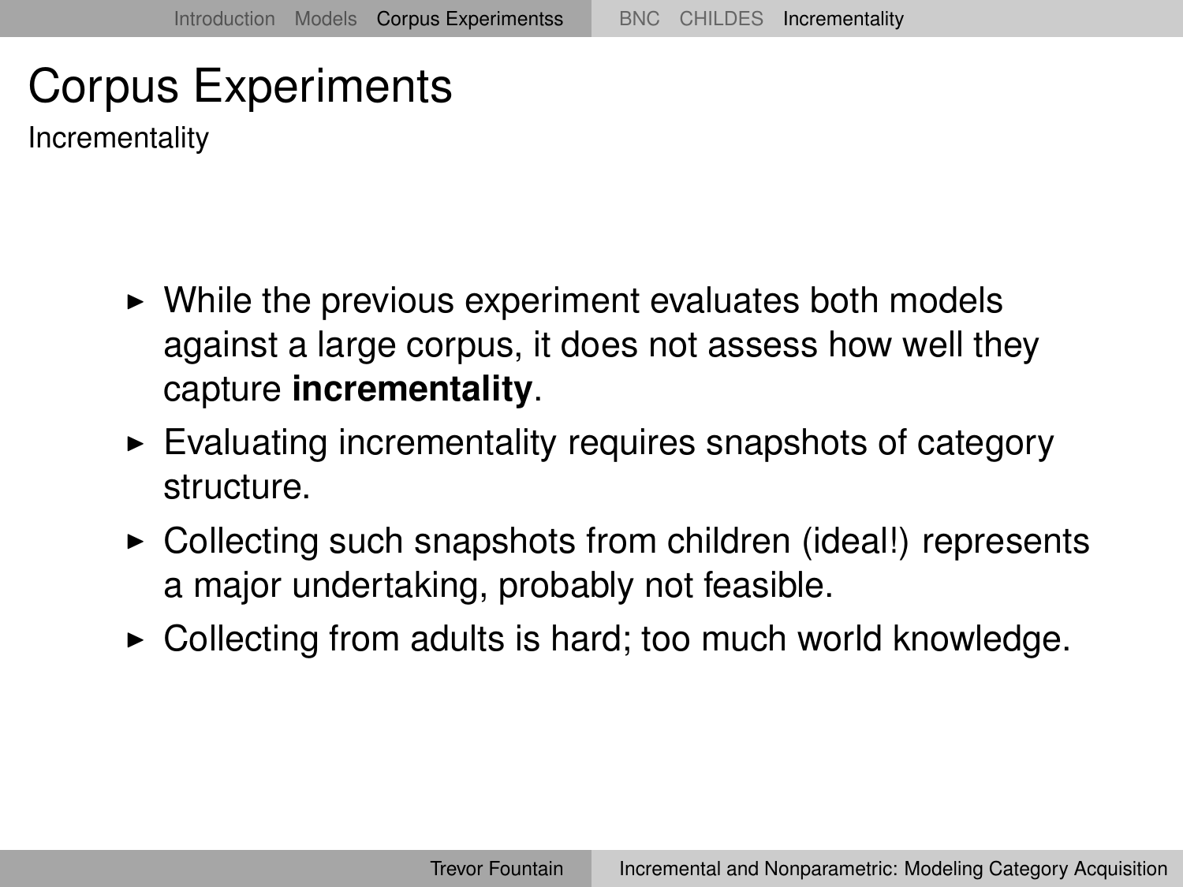# Corpus Experiments

Incrementality

- While the previous experiment evaluates both models against a large corpus, it does not assess how well they capture **incrementality**.
- Evaluating incrementality requires snapshots of category structure.
- Collecting such snapshots from children (ideal!) represents a major undertaking, probably not feasible.
- Collecting from adults is hard; too much world knowledge.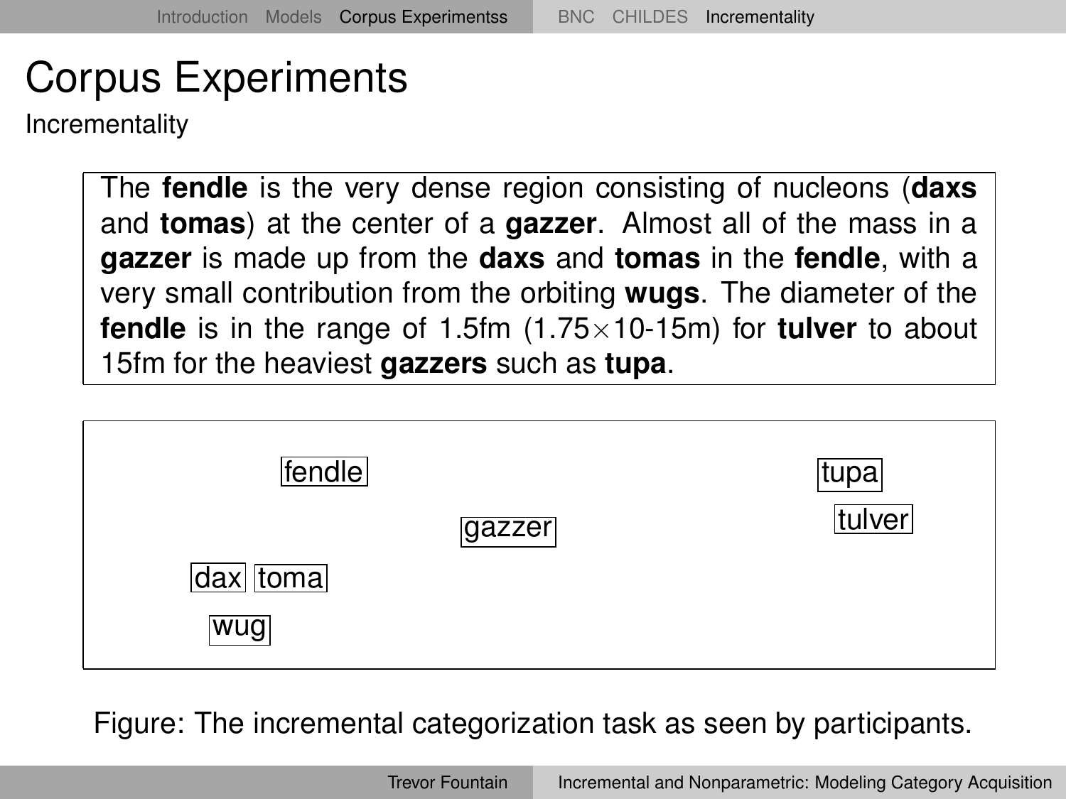# Corpus Experiments

Incrementality

The **fendle** is the very dense region consisting of nucleons (**daxs** and **tomas**) at the center of a **gazzer**. Almost all of the mass in a **gazzer** is made up from the **daxs** and **tomas** in the **fendle**, with a very small contribution from the orbiting **wugs**. The diameter of the **fendle** is in the range of 1.5fm ($1.75 \times 10$-15m) for **tulver** to about 15fm for the heaviest **gazzers** such as **tupa**.

fendle

tupa

tulver

gazzer

dax

toma

wug

Figure: The incremental categorization task as seen by participants.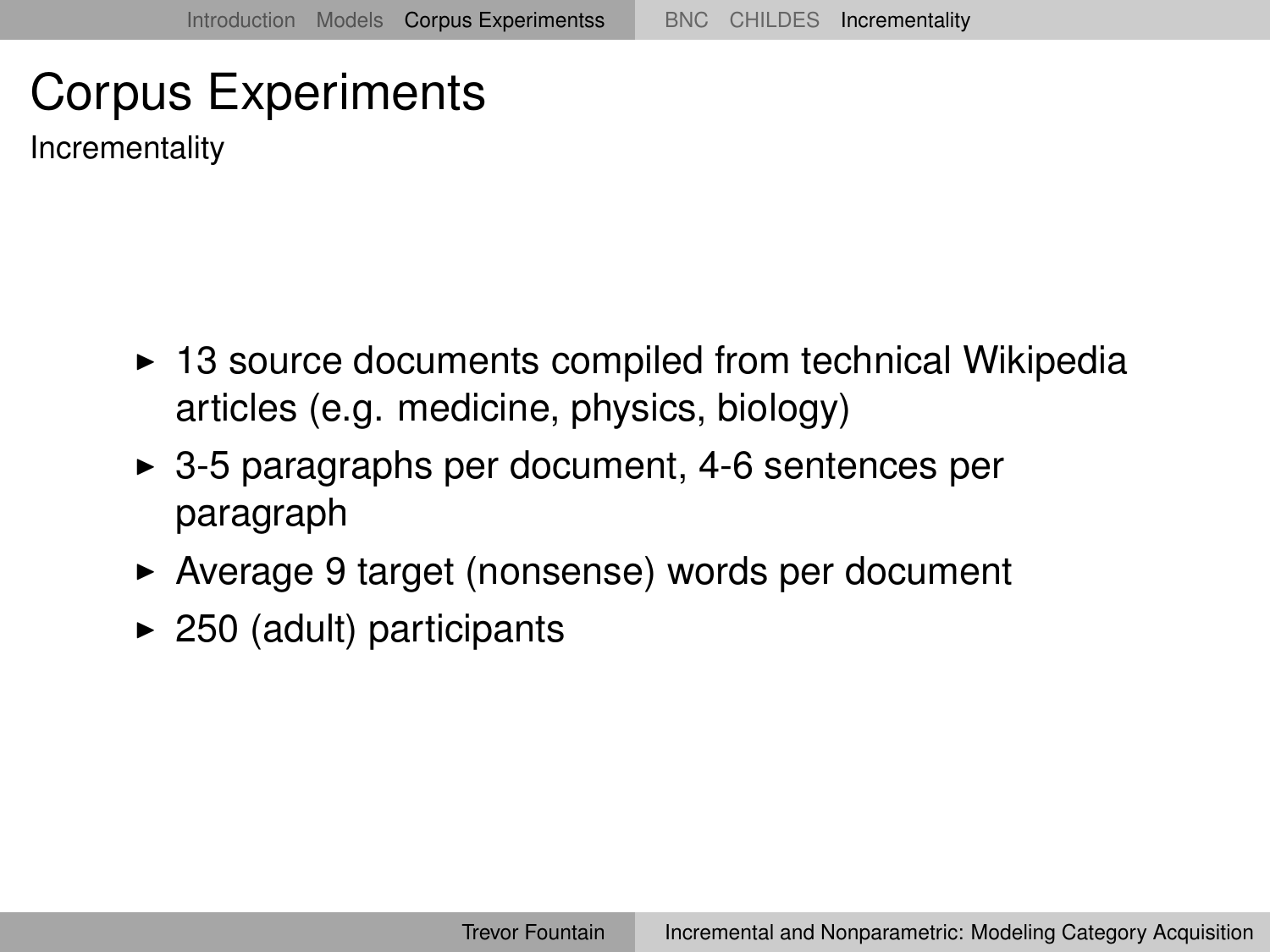# Corpus Experiments

## Incrementality

- 13 source documents compiled from technical Wikipedia articles (e.g. medicine, physics, biology)
- 3-5 paragraphs per document, 4-6 sentences per paragraph
- Average 9 target (nonsense) words per document
- 250 (adult) participants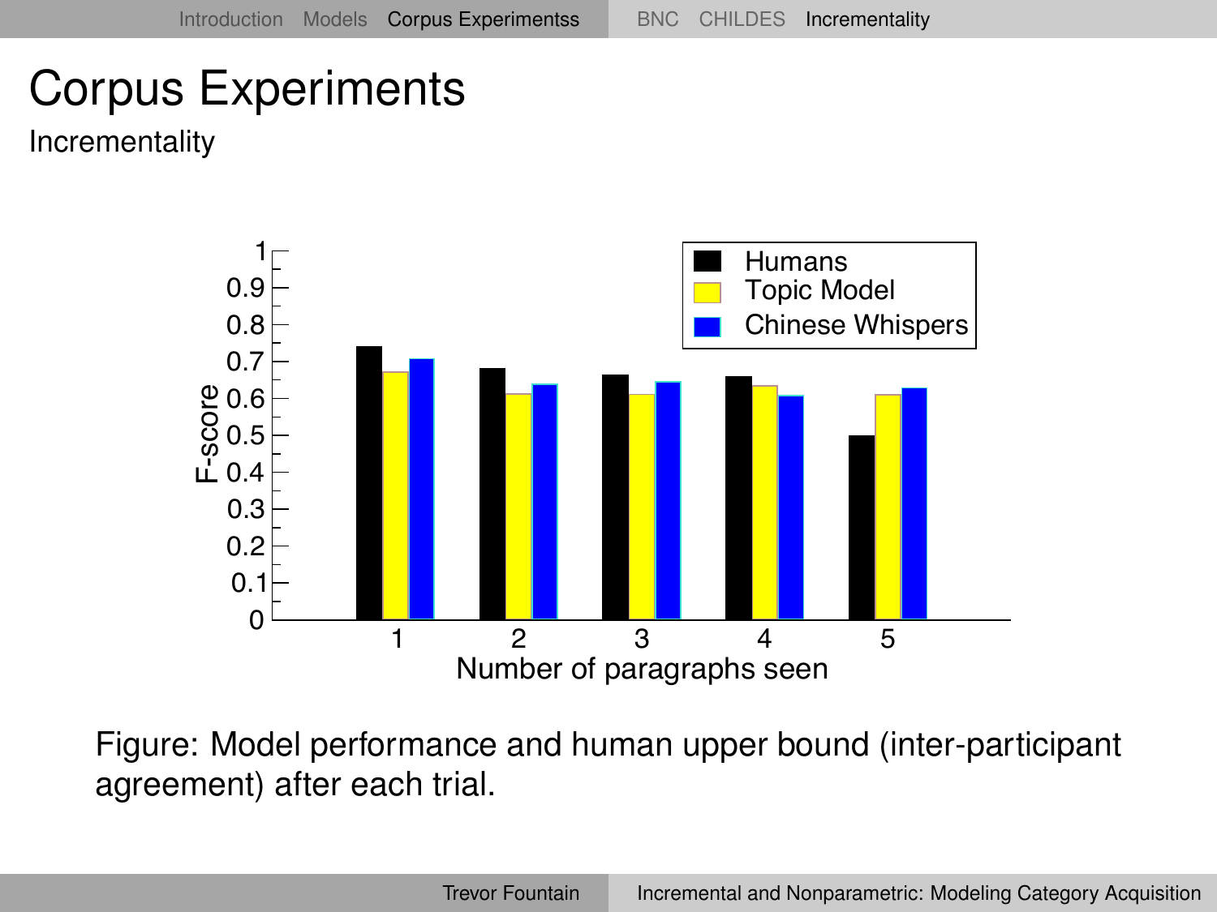# Corpus Experiments

Incrementality

Figure: Model performance and human upper bound (inter-participant agreement) after each trial.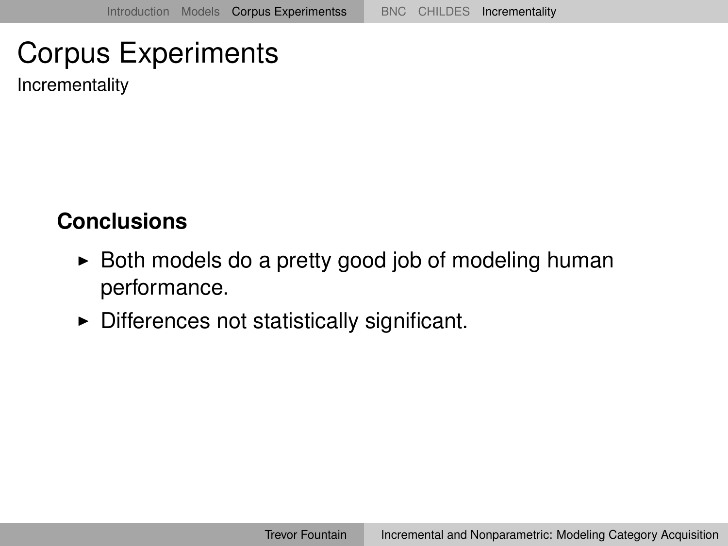# Corpus Experiments

## Incrementality

**Conclusions**

- Both models do a pretty good job of modeling human performance.
- Differences not statistically significant.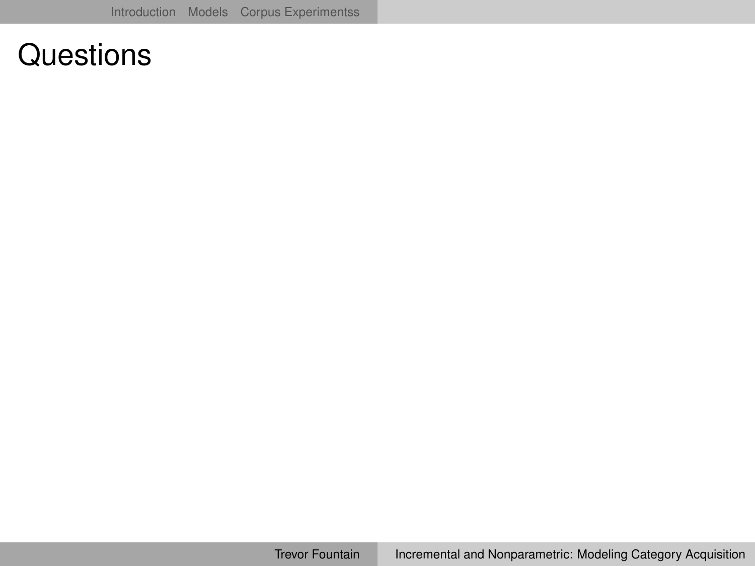# Questions